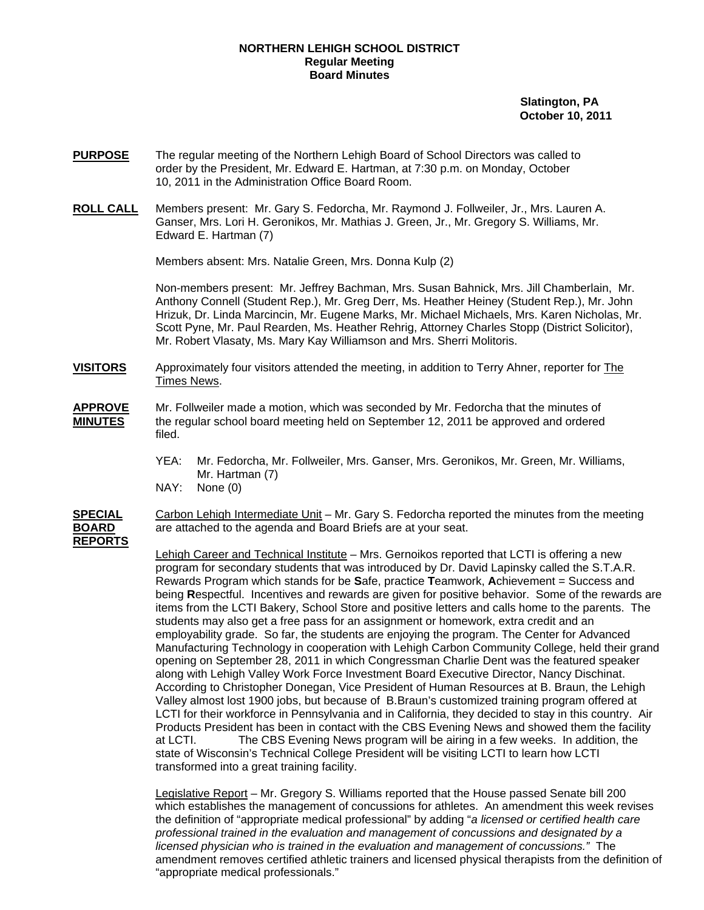**NORTHERN LEHIGH SCHOOL DISTRICT**
**Regular Meeting**
**Board Minutes**

**Slatington, PA**
**October 10, 2011**

**PURPOSE** The regular meeting of the Northern Lehigh Board of School Directors was called to order by the President, Mr. Edward E. Hartman, at 7:30 p.m. on Monday, October 10, 2011 in the Administration Office Board Room.

**ROLL CALL** Members present: Mr. Gary S. Fedorcha, Mr. Raymond J. Follweiler, Jr., Mrs. Lauren A. Ganser, Mrs. Lori H. Geronikos, Mr. Mathias J. Green, Jr., Mr. Gregory S. Williams, Mr. Edward E. Hartman (7)

Members absent: Mrs. Natalie Green, Mrs. Donna Kulp (2)

Non-members present: Mr. Jeffrey Bachman, Mrs. Susan Bahnick, Mrs. Jill Chamberlain, Mr. Anthony Connell (Student Rep.), Mr. Greg Derr, Ms. Heather Heiney (Student Rep.), Mr. John Hrizuk, Dr. Linda Marcincin, Mr. Eugene Marks, Mr. Michael Michaels, Mrs. Karen Nicholas, Mr. Scott Pyne, Mr. Paul Rearden, Ms. Heather Rehrig, Attorney Charles Stopp (District Solicitor), Mr. Robert Vlasaty, Ms. Mary Kay Williamson and Mrs. Sherri Molitoris.

**VISITORS** Approximately four visitors attended the meeting, in addition to Terry Ahner, reporter for The Times News.

**APPROVE MINUTES** Mr. Follweiler made a motion, which was seconded by Mr. Fedorcha that the minutes of the regular school board meeting held on September 12, 2011 be approved and ordered filed.

YEA: Mr. Fedorcha, Mr. Follweiler, Mrs. Ganser, Mrs. Geronikos, Mr. Green, Mr. Williams, Mr. Hartman (7)
NAY: None (0)

**SPECIAL BOARD REPORTS** Carbon Lehigh Intermediate Unit – Mr. Gary S. Fedorcha reported the minutes from the meeting are attached to the agenda and Board Briefs are at your seat.

Lehigh Career and Technical Institute – Mrs. Gernoikos reported that LCTI is offering a new program for secondary students that was introduced by Dr. David Lapinsky called the S.T.A.R. Rewards Program which stands for be **S**afe, practice **T**eamwork, **A**chievement = Success and being **R**espectful. Incentives and rewards are given for positive behavior. Some of the rewards are items from the LCTI Bakery, School Store and positive letters and calls home to the parents. The students may also get a free pass for an assignment or homework, extra credit and an employability grade. So far, the students are enjoying the program. The Center for Advanced Manufacturing Technology in cooperation with Lehigh Carbon Community College, held their grand opening on September 28, 2011 in which Congressman Charlie Dent was the featured speaker along with Lehigh Valley Work Force Investment Board Executive Director, Nancy Dischinat. According to Christopher Donegan, Vice President of Human Resources at B. Braun, the Lehigh Valley almost lost 1900 jobs, but because of B.Braun's customized training program offered at LCTI for their workforce in Pennsylvania and in California, they decided to stay in this country. Air Products President has been in contact with the CBS Evening News and showed them the facility at LCTI. The CBS Evening News program will be airing in a few weeks. In addition, the state of Wisconsin's Technical College President will be visiting LCTI to learn how LCTI transformed into a great training facility.

Legislative Report – Mr. Gregory S. Williams reported that the House passed Senate bill 200 which establishes the management of concussions for athletes. An amendment this week revises the definition of "appropriate medical professional" by adding "*a licensed or certified health care professional trained in the evaluation and management of concussions and designated by a licensed physician who is trained in the evaluation and management of concussions."* The amendment removes certified athletic trainers and licensed physical therapists from the definition of "appropriate medical professionals."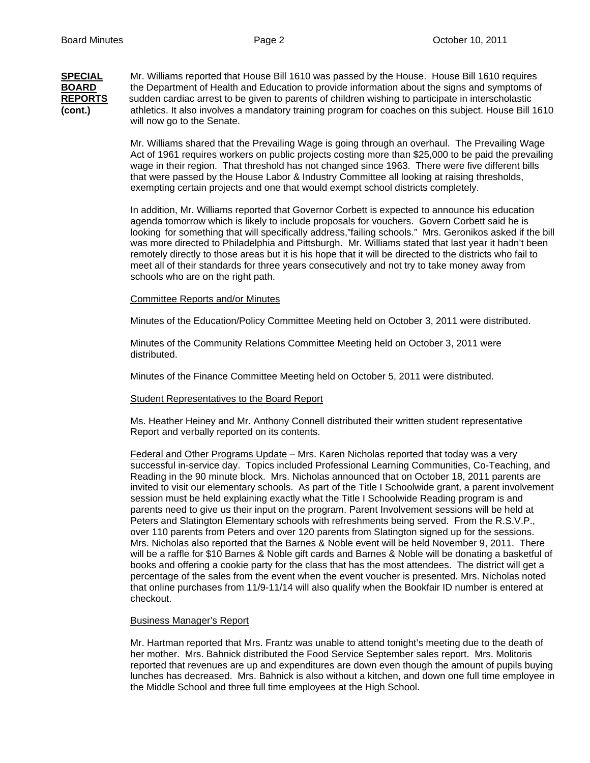**SPECIAL BOARD REPORTS (cont.)**

Mr. Williams reported that House Bill 1610 was passed by the House. House Bill 1610 requires the Department of Health and Education to provide information about the signs and symptoms of sudden cardiac arrest to be given to parents of children wishing to participate in interscholastic athletics. It also involves a mandatory training program for coaches on this subject. House Bill 1610 will now go to the Senate.

Mr. Williams shared that the Prevailing Wage is going through an overhaul. The Prevailing Wage Act of 1961 requires workers on public projects costing more than $25,000 to be paid the prevailing wage in their region. That threshold has not changed since 1963. There were five different bills that were passed by the House Labor & Industry Committee all looking at raising thresholds, exempting certain projects and one that would exempt school districts completely.

In addition, Mr. Williams reported that Governor Corbett is expected to announce his education agenda tomorrow which is likely to include proposals for vouchers. Govern Corbett said he is looking for something that will specifically address,"failing schools." Mrs. Geronikos asked if the bill was more directed to Philadelphia and Pittsburgh. Mr. Williams stated that last year it hadn't been remotely directly to those areas but it is his hope that it will be directed to the districts who fail to meet all of their standards for three years consecutively and not try to take money away from schools who are on the right path.

Committee Reports and/or Minutes

Minutes of the Education/Policy Committee Meeting held on October 3, 2011 were distributed.

Minutes of the Community Relations Committee Meeting held on October 3, 2011 were distributed.

Minutes of the Finance Committee Meeting held on October 5, 2011 were distributed.

Student Representatives to the Board Report

Ms. Heather Heiney and Mr. Anthony Connell distributed their written student representative Report and verbally reported on its contents.

Federal and Other Programs Update – Mrs. Karen Nicholas reported that today was a very successful in-service day. Topics included Professional Learning Communities, Co-Teaching, and Reading in the 90 minute block. Mrs. Nicholas announced that on October 18, 2011 parents are invited to visit our elementary schools. As part of the Title I Schoolwide grant, a parent involvement session must be held explaining exactly what the Title I Schoolwide Reading program is and parents need to give us their input on the program. Parent Involvement sessions will be held at Peters and Slatington Elementary schools with refreshments being served. From the R.S.V.P., over 110 parents from Peters and over 120 parents from Slatington signed up for the sessions. Mrs. Nicholas also reported that the Barnes & Noble event will be held November 9, 2011. There will be a raffle for $10 Barnes & Noble gift cards and Barnes & Noble will be donating a basketful of books and offering a cookie party for the class that has the most attendees. The district will get a percentage of the sales from the event when the event voucher is presented. Mrs. Nicholas noted that online purchases from 11/9-11/14 will also qualify when the Bookfair ID number is entered at checkout.

Business Manager's Report

Mr. Hartman reported that Mrs. Frantz was unable to attend tonight's meeting due to the death of her mother. Mrs. Bahnick distributed the Food Service September sales report. Mrs. Molitoris reported that revenues are up and expenditures are down even though the amount of pupils buying lunches has decreased. Mrs. Bahnick is also without a kitchen, and down one full time employee in the Middle School and three full time employees at the High School.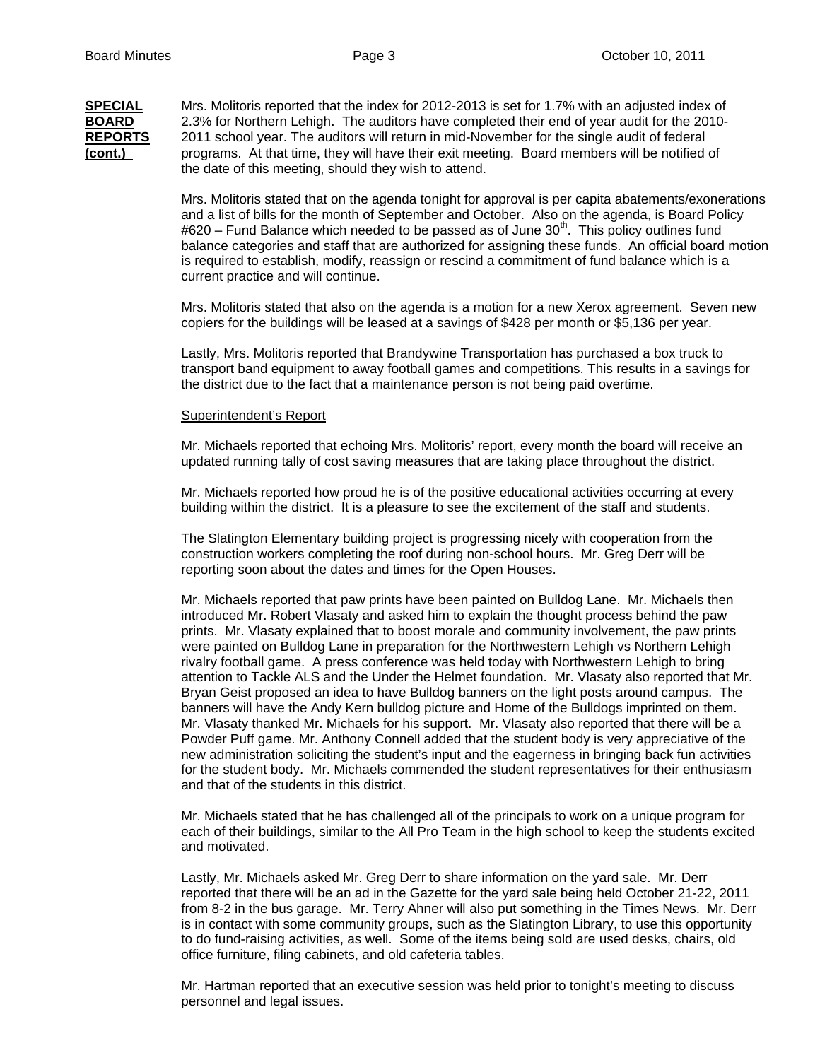**SPECIAL BOARD REPORTS (cont.)**

Mrs. Molitoris reported that the index for 2012-2013 is set for 1.7% with an adjusted index of 2.3% for Northern Lehigh. The auditors have completed their end of year audit for the 2010-2011 school year. The auditors will return in mid-November for the single audit of federal programs. At that time, they will have their exit meeting. Board members will be notified of the date of this meeting, should they wish to attend.

Mrs. Molitoris stated that on the agenda tonight for approval is per capita abatements/exonerations and a list of bills for the month of September and October. Also on the agenda, is Board Policy #620 – Fund Balance which needed to be passed as of June 30th. This policy outlines fund balance categories and staff that are authorized for assigning these funds. An official board motion is required to establish, modify, reassign or rescind a commitment of fund balance which is a current practice and will continue.

Mrs. Molitoris stated that also on the agenda is a motion for a new Xerox agreement. Seven new copiers for the buildings will be leased at a savings of $428 per month or $5,136 per year.

Lastly, Mrs. Molitoris reported that Brandywine Transportation has purchased a box truck to transport band equipment to away football games and competitions. This results in a savings for the district due to the fact that a maintenance person is not being paid overtime.

Superintendent's Report

Mr. Michaels reported that echoing Mrs. Molitoris' report, every month the board will receive an updated running tally of cost saving measures that are taking place throughout the district.

Mr. Michaels reported how proud he is of the positive educational activities occurring at every building within the district. It is a pleasure to see the excitement of the staff and students.

The Slatington Elementary building project is progressing nicely with cooperation from the construction workers completing the roof during non-school hours. Mr. Greg Derr will be reporting soon about the dates and times for the Open Houses.

Mr. Michaels reported that paw prints have been painted on Bulldog Lane. Mr. Michaels then introduced Mr. Robert Vlasaty and asked him to explain the thought process behind the paw prints. Mr. Vlasaty explained that to boost morale and community involvement, the paw prints were painted on Bulldog Lane in preparation for the Northwestern Lehigh vs Northern Lehigh rivalry football game. A press conference was held today with Northwestern Lehigh to bring attention to Tackle ALS and the Under the Helmet foundation. Mr. Vlasaty also reported that Mr. Bryan Geist proposed an idea to have Bulldog banners on the light posts around campus. The banners will have the Andy Kern bulldog picture and Home of the Bulldogs imprinted on them. Mr. Vlasaty thanked Mr. Michaels for his support. Mr. Vlasaty also reported that there will be a Powder Puff game. Mr. Anthony Connell added that the student body is very appreciative of the new administration soliciting the student's input and the eagerness in bringing back fun activities for the student body. Mr. Michaels commended the student representatives for their enthusiasm and that of the students in this district.

Mr. Michaels stated that he has challenged all of the principals to work on a unique program for each of their buildings, similar to the All Pro Team in the high school to keep the students excited and motivated.

Lastly, Mr. Michaels asked Mr. Greg Derr to share information on the yard sale. Mr. Derr reported that there will be an ad in the Gazette for the yard sale being held October 21-22, 2011 from 8-2 in the bus garage. Mr. Terry Ahner will also put something in the Times News. Mr. Derr is in contact with some community groups, such as the Slatington Library, to use this opportunity to do fund-raising activities, as well. Some of the items being sold are used desks, chairs, old office furniture, filing cabinets, and old cafeteria tables.

Mr. Hartman reported that an executive session was held prior to tonight's meeting to discuss personnel and legal issues.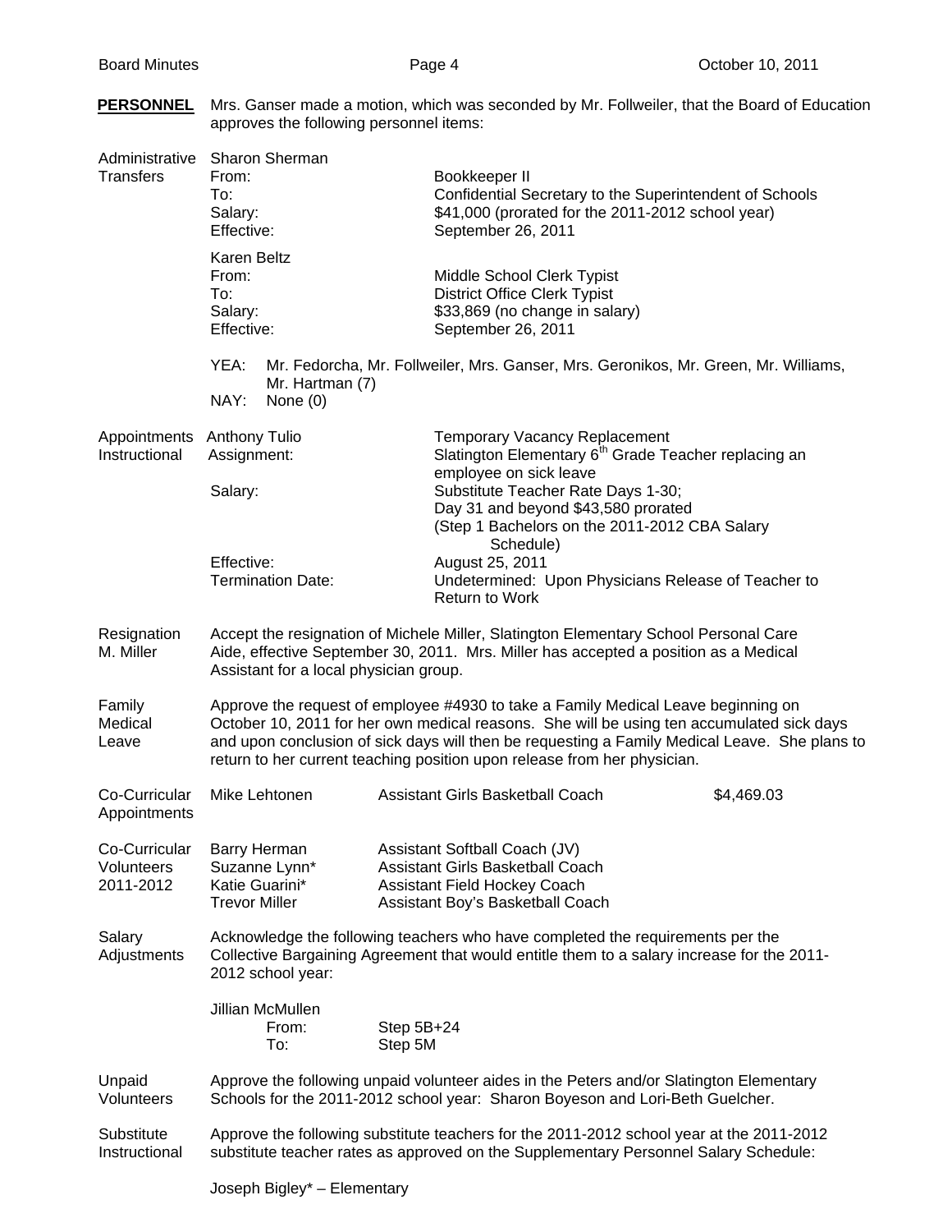**PERSONNEL** Mrs. Ganser made a motion, which was seconded by Mr. Follweiler, that the Board of Education approves the following personnel items:

**Administrative Transfers**

Sharon Sherman

| | |
|---|---|
| From: | Bookkeeper II |
| To: | Confidential Secretary to the Superintendent of Schools |
| Salary: | $41,000 (prorated for the 2011-2012 school year) |
| Effective: | September 26, 2011 |

Karen Beltz

| | |
|---|---|
| From: | Middle School Clerk Typist |
| To: | District Office Clerk Typist |
| Salary: | $33,869 (no change in salary) |
| Effective: | September 26, 2011 |

YEA: Mr. Fedorcha, Mr. Follweiler, Mrs. Ganser, Mrs. Geronikos, Mr. Green, Mr. Williams, Mr. Hartman (7)
NAY: None (0)

**Appointments Instructional**

| | |
|---|---|
| Anthony Tulio | Temporary Vacancy Replacement |
| Assignment: | Slatington Elementary 6th Grade Teacher replacing an employee on sick leave |
| Salary: | Substitute Teacher Rate Days 1-30; Day 31 and beyond $43,580 prorated (Step 1 Bachelors on the 2011-2012 CBA Salary Schedule) |
| Effective: | August 25, 2011 |
| Termination Date: | Undetermined: Upon Physicians Release of Teacher to Return to Work |

**Resignation M. Miller**

Accept the resignation of Michele Miller, Slatington Elementary School Personal Care Aide, effective September 30, 2011. Mrs. Miller has accepted a position as a Medical Assistant for a local physician group.

**Family Medical Leave**

Approve the request of employee #4930 to take a Family Medical Leave beginning on October 10, 2011 for her own medical reasons. She will be using ten accumulated sick days and upon conclusion of sick days will then be requesting a Family Medical Leave. She plans to return to her current teaching position upon release from her physician.

**Co-Curricular Appointments**

| | | |
|---|---|---|
| Mike Lehtonen | Assistant Girls Basketball Coach | $4,469.03 |

**Co-Curricular Volunteers 2011-2012**

| | |
|---|---|
| Barry Herman | Assistant Softball Coach (JV) |
| Suzanne Lynn* | Assistant Girls Basketball Coach |
| Katie Guarini* | Assistant Field Hockey Coach |
| Trevor Miller | Assistant Boy's Basketball Coach |

**Salary Adjustments**

Acknowledge the following teachers who have completed the requirements per the Collective Bargaining Agreement that would entitle them to a salary increase for the 2011-2012 school year:

Jillian McMullen

| | |
|---|---|
| From: | Step 5B+24 |
| To: | Step 5M |

**Unpaid Volunteers**

Approve the following unpaid volunteer aides in the Peters and/or Slatington Elementary Schools for the 2011-2012 school year: Sharon Boyeson and Lori-Beth Guelcher.

**Substitute Instructional**

Approve the following substitute teachers for the 2011-2012 school year at the 2011-2012 substitute teacher rates as approved on the Supplementary Personnel Salary Schedule:

Joseph Bigley* – Elementary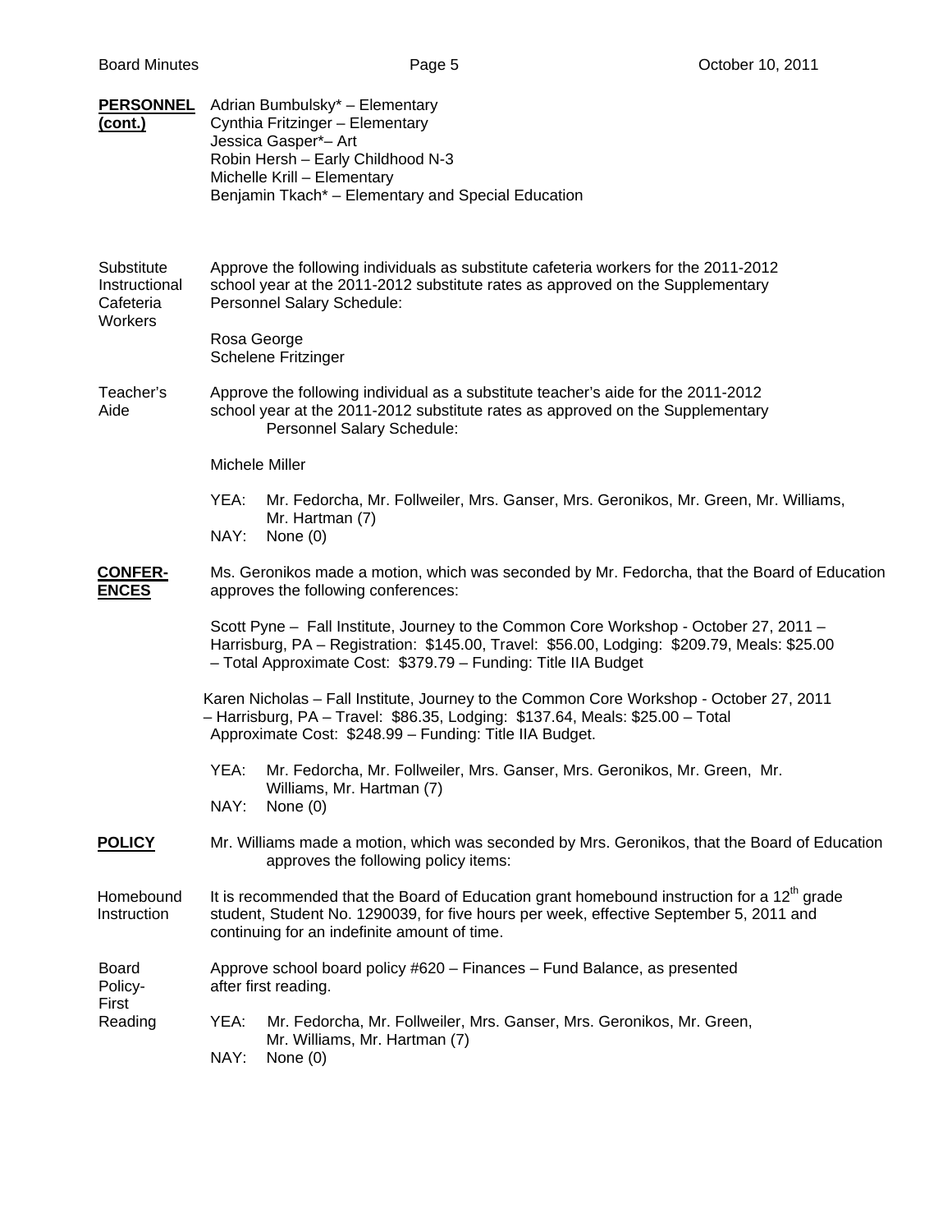**PERSONNEL (cont.)**

Adrian Bumbulsky* – Elementary
Cynthia Fritzinger – Elementary
Jessica Gasper*– Art
Robin Hersh – Early Childhood N-3
Michelle Krill – Elementary
Benjamin Tkach* – Elementary and Special Education

Substitute Instructional Cafeteria Workers

Approve the following individuals as substitute cafeteria workers for the 2011-2012 school year at the 2011-2012 substitute rates as approved on the Supplementary Personnel Salary Schedule:

Rosa George
Schelene Fritzinger

Teacher's Aide

Approve the following individual as a substitute teacher's aide for the 2011-2012 school year at the 2011-2012 substitute rates as approved on the Supplementary Personnel Salary Schedule:

Michele Miller

YEA: Mr. Fedorcha, Mr. Follweiler, Mrs. Ganser, Mrs. Geronikos, Mr. Green, Mr. Williams, Mr. Hartman (7)
NAY: None (0)

**CONFER-ENCES**

Ms. Geronikos made a motion, which was seconded by Mr. Fedorcha, that the Board of Education approves the following conferences:

Scott Pyne – Fall Institute, Journey to the Common Core Workshop - October 27, 2011 – Harrisburg, PA – Registration: $145.00, Travel: $56.00, Lodging: $209.79, Meals: $25.00 – Total Approximate Cost: $379.79 – Funding: Title IIA Budget

Karen Nicholas – Fall Institute, Journey to the Common Core Workshop - October 27, 2011 – Harrisburg, PA – Travel: $86.35, Lodging: $137.64, Meals: $25.00 – Total Approximate Cost: $248.99 – Funding: Title IIA Budget.

YEA: Mr. Fedorcha, Mr. Follweiler, Mrs. Ganser, Mrs. Geronikos, Mr. Green, Mr. Williams, Mr. Hartman (7)
NAY: None (0)

**POLICY**

Mr. Williams made a motion, which was seconded by Mrs. Geronikos, that the Board of Education approves the following policy items:

Homebound Instruction

It is recommended that the Board of Education grant homebound instruction for a 12th grade student, Student No. 1290039, for five hours per week, effective September 5, 2011 and continuing for an indefinite amount of time.

Board Policy- First Reading

Approve school board policy #620 – Finances – Fund Balance, as presented after first reading.

YEA: Mr. Fedorcha, Mr. Follweiler, Mrs. Ganser, Mrs. Geronikos, Mr. Green, Mr. Williams, Mr. Hartman (7)
NAY: None (0)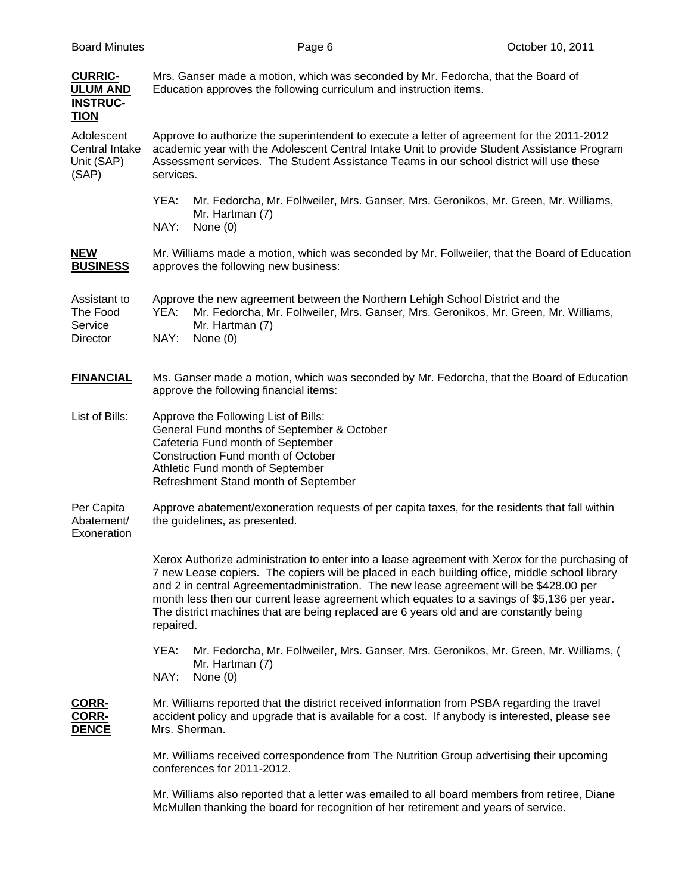**CURRICULUM AND INSTRUCTION**

Mrs. Ganser made a motion, which was seconded by Mr. Fedorcha, that the Board of Education approves the following curriculum and instruction items.

Adolescent Central Intake Unit (SAP) (SAP)

Approve to authorize the superintendent to execute a letter of agreement for the 2011-2012 academic year with the Adolescent Central Intake Unit to provide Student Assistance Program Assessment services. The Student Assistance Teams in our school district will use these services.

YEA: Mr. Fedorcha, Mr. Follweiler, Mrs. Ganser, Mrs. Geronikos, Mr. Green, Mr. Williams, Mr. Hartman (7)
NAY: None (0)

**NEW BUSINESS**

Mr. Williams made a motion, which was seconded by Mr. Follweiler, that the Board of Education approves the following new business:

Assistant to The Food Service Director

Approve the new agreement between the Northern Lehigh School District and the

YEA: Mr. Fedorcha, Mr. Follweiler, Mrs. Ganser, Mrs. Geronikos, Mr. Green, Mr. Williams, Mr. Hartman (7)
NAY: None (0)

**FINANCIAL**

Ms. Ganser made a motion, which was seconded by Mr. Fedorcha, that the Board of Education approve the following financial items:

List of Bills:

Approve the Following List of Bills:
General Fund months of September & October
Cafeteria Fund month of September
Construction Fund month of October
Athletic Fund month of September
Refreshment Stand month of September

Per Capita Abatement/ Exoneration

Approve abatement/exoneration requests of per capita taxes, for the residents that fall within the guidelines, as presented.

Xerox Lease Agreement

Authorize administration to enter into a lease agreement with Xerox for the purchasing of 7 new copiers. The copiers will be placed in each building office, middle school library and 2 in central administration. The new lease agreement will be $428.00 per month less then our current lease agreement which equates to a savings of $5,136 per year. The district machines that are being replaced are 6 years old and are constantly being repaired.

YEA: Mr. Fedorcha, Mr. Follweiler, Mrs. Ganser, Mrs. Geronikos, Mr. Green, Mr. Williams, ( Mr. Hartman (7)
NAY: None (0)

**CORRESPONDENCE**

Mr. Williams reported that the district received information from PSBA regarding the travel accident policy and upgrade that is available for a cost. If anybody is interested, please see Mrs. Sherman.

Mr. Williams received correspondence from The Nutrition Group advertising their upcoming conferences for 2011-2012.

Mr. Williams also reported that a letter was emailed to all board members from retiree, Diane McMullen thanking the board for recognition of her retirement and years of service.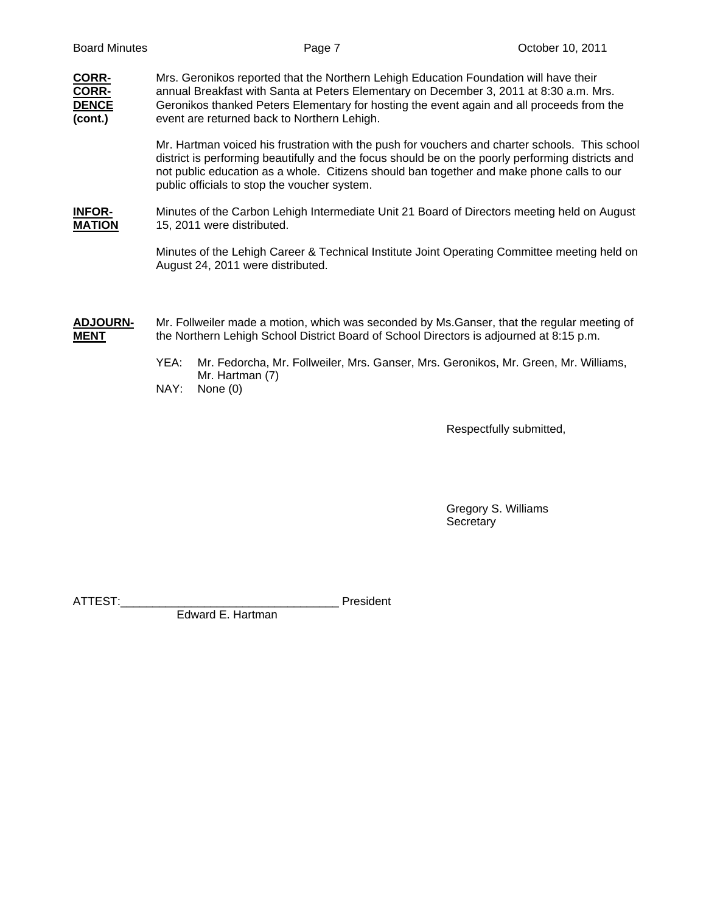**CORR-CORR-DENCE (cont.)**

Mrs. Geronikos reported that the Northern Lehigh Education Foundation will have their annual Breakfast with Santa at Peters Elementary on December 3, 2011 at 8:30 a.m. Mrs. Geronikos thanked Peters Elementary for hosting the event again and all proceeds from the event are returned back to Northern Lehigh.

Mr. Hartman voiced his frustration with the push for vouchers and charter schools. This school district is performing beautifully and the focus should be on the poorly performing districts and not public education as a whole. Citizens should ban together and make phone calls to our public officials to stop the voucher system.

**INFOR-MATION**

Minutes of the Carbon Lehigh Intermediate Unit 21 Board of Directors meeting held on August 15, 2011 were distributed.

Minutes of the Lehigh Career & Technical Institute Joint Operating Committee meeting held on August 24, 2011 were distributed.

**ADJOURN-MENT**

Mr. Follweiler made a motion, which was seconded by Ms.Ganser, that the regular meeting of the Northern Lehigh School District Board of School Directors is adjourned at 8:15 p.m.

YEA: Mr. Fedorcha, Mr. Follweiler, Mrs. Ganser, Mrs. Geronikos, Mr. Green, Mr. Williams, Mr. Hartman (7)

NAY: None (0)

Respectfully submitted,

Gregory S. Williams
Secretary

ATTEST:__________________________________ President
Edward E. Hartman